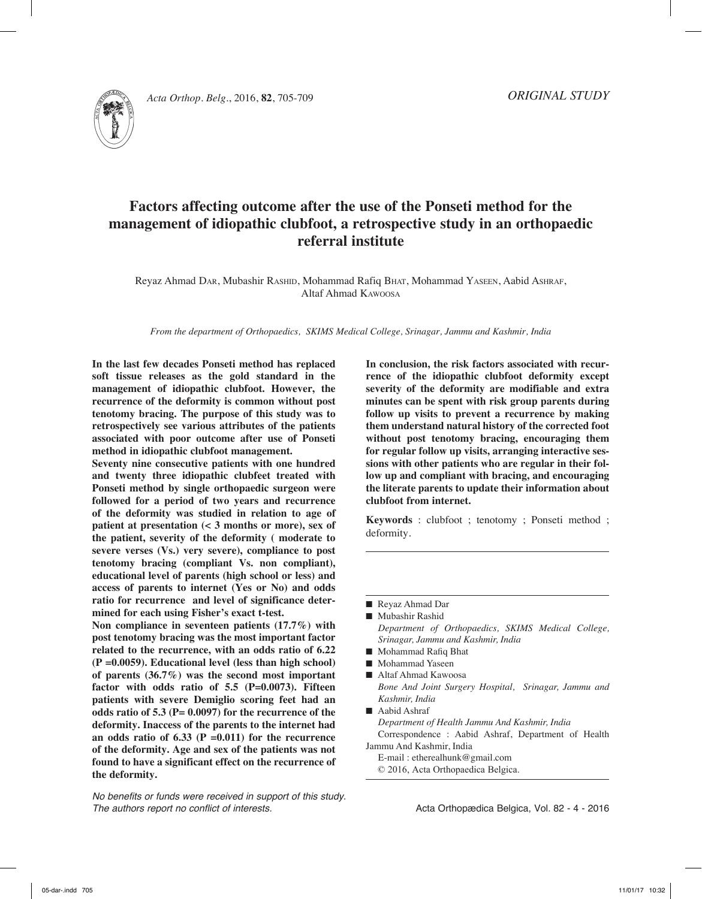ORIGINAL STUDY

# Factors affecting outcome after the use of the Ponseti method for the management of idiopathic clubfoot, a retrospective study in an orthopaedic referral institute

Reyaz Ahmad Dar, Mubashir Rashid, Mohammad Rafiq Bhat, Mohammad Yaseen, Aabid Ashraf, Altaf Ahmad Kawoosa

*From the department of Orthopaedics, SKIMS Medical College, Srinagar, Jammu and Kashmir, India*

**In the last few decades Ponseti method has replaced soft tissue releases as the gold standard in the management of idiopathic clubfoot. However, the recurrence of the deformity is common without post tenotomy bracing. The purpose of this study was to retrospectively see various attributes of the patients associated with poor outcome after use of Ponseti method in idiopathic clubfoot management.**

**Seventy nine consecutive patients with one hundred and twenty three idiopathic clubfeet treated with Ponseti method by single orthopaedic surgeon were followed for a period of two years and recurrence of the deformity was studied in relation to age of patient at presentation (< 3 months or more), sex of the patient, severity of the deformity ( moderate to severe verses (Vs.) very severe), compliance to post tenotomy bracing (compliant Vs. non compliant), educational level of parents (high school or less) and access of parents to internet (Yes or No) and odds ratio for recurrence and level of significance determined for each using Fisher's exact t-test.**

**Non compliance in seventeen patients (17.7%) with post tenotomy bracing was the most important factor related to the recurrence, with an odds ratio of 6.22 (P =0.0059). Educational level (less than high school) of parents (36.7%) was the second most important factor with odds ratio of 5.5 (P=0.0073). Fifteen patients with severe Demiglio scoring feet had an odds ratio of 5.3 (P= 0.0097) for the recurrence of the deformity. Inaccess of the parents to the internet had an odds ratio of 6.33 (P =0.011) for the recurrence of the deformity. Age and sex of the patients was not found to have a significant effect on the recurrence of the deformity.**

**In conclusion, the risk factors associated with recurrence of the idiopathic clubfoot deformity except severity of the deformity are modifiable and extra minutes can be spent with risk group parents during follow up visits to prevent a recurrence by making them understand natural history of the corrected foot without post tenotomy bracing, encouraging them for regular follow up visits, arranging interactive sessions with other patients who are regular in their follow up and compliant with bracing, and encouraging the literate parents to update their information about clubfoot from internet.**

**Keywords** : clubfoot ; tenotomy ; Ponseti method ; deformity.

- Reyaz Ahmad Dar
- Mubashir Rashid
  *Department of Orthopaedics, SKIMS Medical College, Srinagar, Jammu and Kashmir, India*
- Mohammad Rafiq Bhat
- Mohammad Yaseen
- Altaf Ahmad Kawoosa
  *Bone And Joint Surgery Hospital, Srinagar, Jammu and Kashmir, India*
- Aabid Ashraf
  *Department of Health Jammu And Kashmir, India*

Correspondence : Aabid Ashraf, Department of Health Jammu And Kashmir, India

E-mail : etherealhunk@gmail.com

© 2016, Acta Orthopaedica Belgica.

*No benefits or funds were received in support of this study. The authors report no conflict of interests.*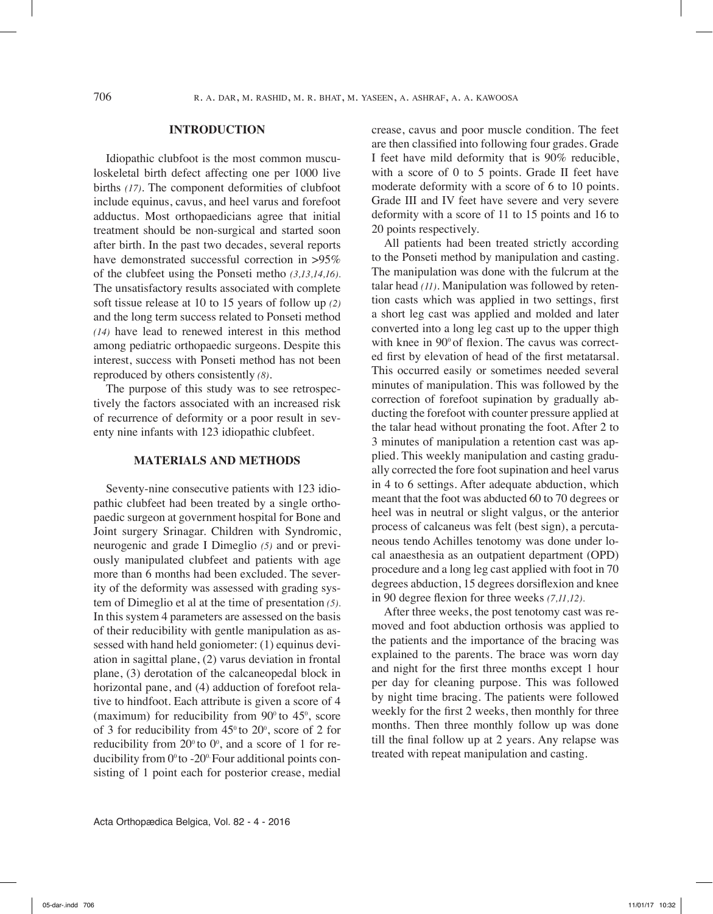## INTRODUCTION

Idiopathic clubfoot is the most common musculoskeletal birth defect affecting one per 1000 live births *(17)*. The component deformities of clubfoot include equinus, cavus, and heel varus and forefoot adductus. Most orthopaedicians agree that initial treatment should be non-surgical and started soon after birth. In the past two decades, several reports have demonstrated successful correction in >95% of the clubfeet using the Ponseti metho *(3,13,14,16)*. The unsatisfactory results associated with complete soft tissue release at 10 to 15 years of follow up *(2)* and the long term success related to Ponseti method *(14)* have lead to renewed interest in this method among pediatric orthopaedic surgeons. Despite this interest, success with Ponseti method has not been reproduced by others consistently *(8)*.

The purpose of this study was to see retrospectively the factors associated with an increased risk of recurrence of deformity or a poor result in seventy nine infants with 123 idiopathic clubfeet.

## MATERIALS AND METHODS

Seventy-nine consecutive patients with 123 idiopathic clubfeet had been treated by a single orthopaedic surgeon at government hospital for Bone and Joint surgery Srinagar. Children with Syndromic, neurogenic and grade I Dimeglio *(5)* and or previously manipulated clubfeet and patients with age more than 6 months had been excluded. The severity of the deformity was assessed with grading system of Dimeglio et al at the time of presentation *(5)*. In this system 4 parameters are assessed on the basis of their reducibility with gentle manipulation as assessed with hand held goniometer: (1) equinus deviation in sagittal plane, (2) varus deviation in frontal plane, (3) derotation of the calcaneopedal block in horizontal pane, and (4) adduction of forefoot relative to hindfoot. Each attribute is given a score of 4 (maximum) for reducibility from $90^0$ to $45^0$, score of 3 for reducibility from $45^0$ to $20^0$, score of 2 for reducibility from $20^0$ to $0^0$, and a score of 1 for reducibility from $0^0$ to $-20^0$. Four additional points consisting of 1 point each for posterior crease, medial crease, cavus and poor muscle condition. The feet are then classified into following four grades. Grade I feet have mild deformity that is 90% reducible, with a score of 0 to 5 points. Grade II feet have moderate deformity with a score of 6 to 10 points. Grade III and IV feet have severe and very severe deformity with a score of 11 to 15 points and 16 to 20 points respectively.

All patients had been treated strictly according to the Ponseti method by manipulation and casting. The manipulation was done with the fulcrum at the talar head *(11)*. Manipulation was followed by retention casts which was applied in two settings, first a short leg cast was applied and molded and later converted into a long leg cast up to the upper thigh with knee in $90^0$ of flexion. The cavus was corrected first by elevation of head of the first metatarsal. This occurred easily or sometimes needed several minutes of manipulation. This was followed by the correction of forefoot supination by gradually abducting the forefoot with counter pressure applied at the talar head without pronating the foot. After 2 to 3 minutes of manipulation a retention cast was applied. This weekly manipulation and casting gradually corrected the fore foot supination and heel varus in 4 to 6 settings. After adequate abduction, which meant that the foot was abducted 60 to 70 degrees or heel was in neutral or slight valgus, or the anterior process of calcaneus was felt (best sign), a percutaneous tendo Achilles tenotomy was done under local anaesthesia as an outpatient department (OPD) procedure and a long leg cast applied with foot in 70 degrees abduction, 15 degrees dorsiflexion and knee in 90 degree flexion for three weeks *(7,11,12)*.

After three weeks, the post tenotomy cast was removed and foot abduction orthosis was applied to the patients and the importance of the bracing was explained to the parents. The brace was worn day and night for the first three months except 1 hour per day for cleaning purpose. This was followed by night time bracing. The patients were followed weekly for the first 2 weeks, then monthly for three months. Then three monthly follow up was done till the final follow up at 2 years. Any relapse was treated with repeat manipulation and casting.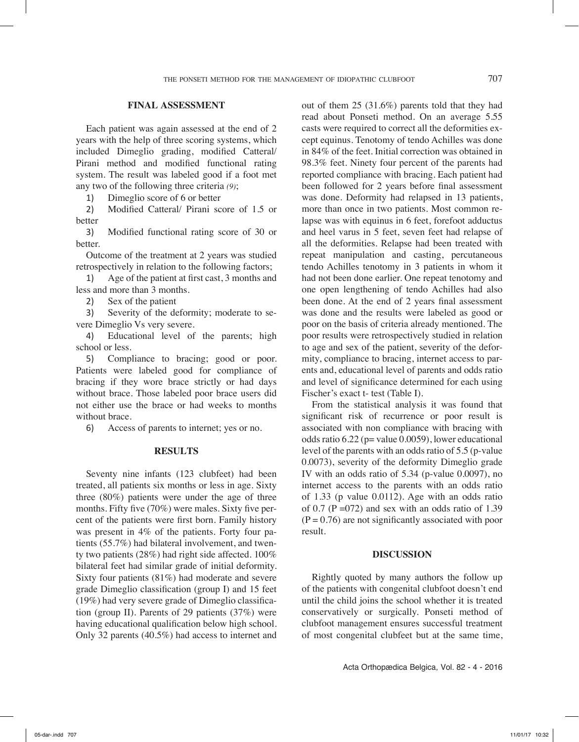## FINAL ASSESSMENT

Each patient was again assessed at the end of 2 years with the help of three scoring systems, which included Dimeglio grading, modified Catteral/ Pirani method and modified functional rating system. The result was labeled good if a foot met any two of the following three criteria *(9)*;

1) Dimeglio score of 6 or better
2) Modified Catteral/ Pirani score of 1.5 or better
3) Modified functional rating score of 30 or better.

Outcome of the treatment at 2 years was studied retrospectively in relation to the following factors;

1) Age of the patient at first cast, 3 months and less and more than 3 months.
2) Sex of the patient
3) Severity of the deformity; moderate to severe Dimeglio Vs very severe.
4) Educational level of the parents; high school or less.
5) Compliance to bracing; good or poor. Patients were labeled good for compliance of bracing if they wore brace strictly or had days without brace. Those labeled poor brace users did not either use the brace or had weeks to months without brace.
6) Access of parents to internet; yes or no.

## RESULTS

Seventy nine infants (123 clubfeet) had been treated, all patients six months or less in age. Sixty three (80%) patients were under the age of three months. Fifty five (70%) were males. Sixty five percent of the patients were first born. Family history was present in 4% of the patients. Forty four patients (55.7%) had bilateral involvement, and twenty two patients (28%) had right side affected. 100% bilateral feet had similar grade of initial deformity. Sixty four patients (81%) had moderate and severe grade Dimeglio classification (group I) and 15 feet (19%) had very severe grade of Dimeglio classification (group II). Parents of 29 patients (37%) were having educational qualification below high school. Only 32 parents (40.5%) had access to internet and out of them 25 (31.6%) parents told that they had read about Ponseti method. On an average 5.55 casts were required to correct all the deformities except equinus. Tenotomy of tendo Achilles was done in 84% of the feet. Initial correction was obtained in 98.3% feet. Ninety four percent of the parents had reported compliance with bracing. Each patient had been followed for 2 years before final assessment was done. Deformity had relapsed in 13 patients, more than once in two patients. Most common relapse was with equinus in 6 feet, forefoot adductus and heel varus in 5 feet, seven feet had relapse of all the deformities. Relapse had been treated with repeat manipulation and casting, percutaneous tendo Achilles tenotomy in 3 patients in whom it had not been done earlier. One repeat tenotomy and one open lengthening of tendo Achilles had also been done. At the end of 2 years final assessment was done and the results were labeled as good or poor on the basis of criteria already mentioned. The poor results were retrospectively studied in relation to age and sex of the patient, severity of the deformity, compliance to bracing, internet access to parents and, educational level of parents and odds ratio and level of significance determined for each using Fischer's exact t- test (Table I).

From the statistical analysis it was found that significant risk of recurrence or poor result is associated with non compliance with bracing with odds ratio 6.22 (p= value 0.0059), lower educational level of the parents with an odds ratio of 5.5 (p-value 0.0073), severity of the deformity Dimeglio grade IV with an odds ratio of 5.34 (p-value 0.0097), no internet access to the parents with an odds ratio of 1.33 (p value 0.0112). Age with an odds ratio of 0.7 (P =072) and sex with an odds ratio of 1.39 (P = 0.76) are not significantly associated with poor result.

## DISCUSSION

Rightly quoted by many authors the follow up of the patients with congenital clubfoot doesn't end until the child joins the school whether it is treated conservatively or surgically. Ponseti method of clubfoot management ensures successful treatment of most congenital clubfeet but at the same time,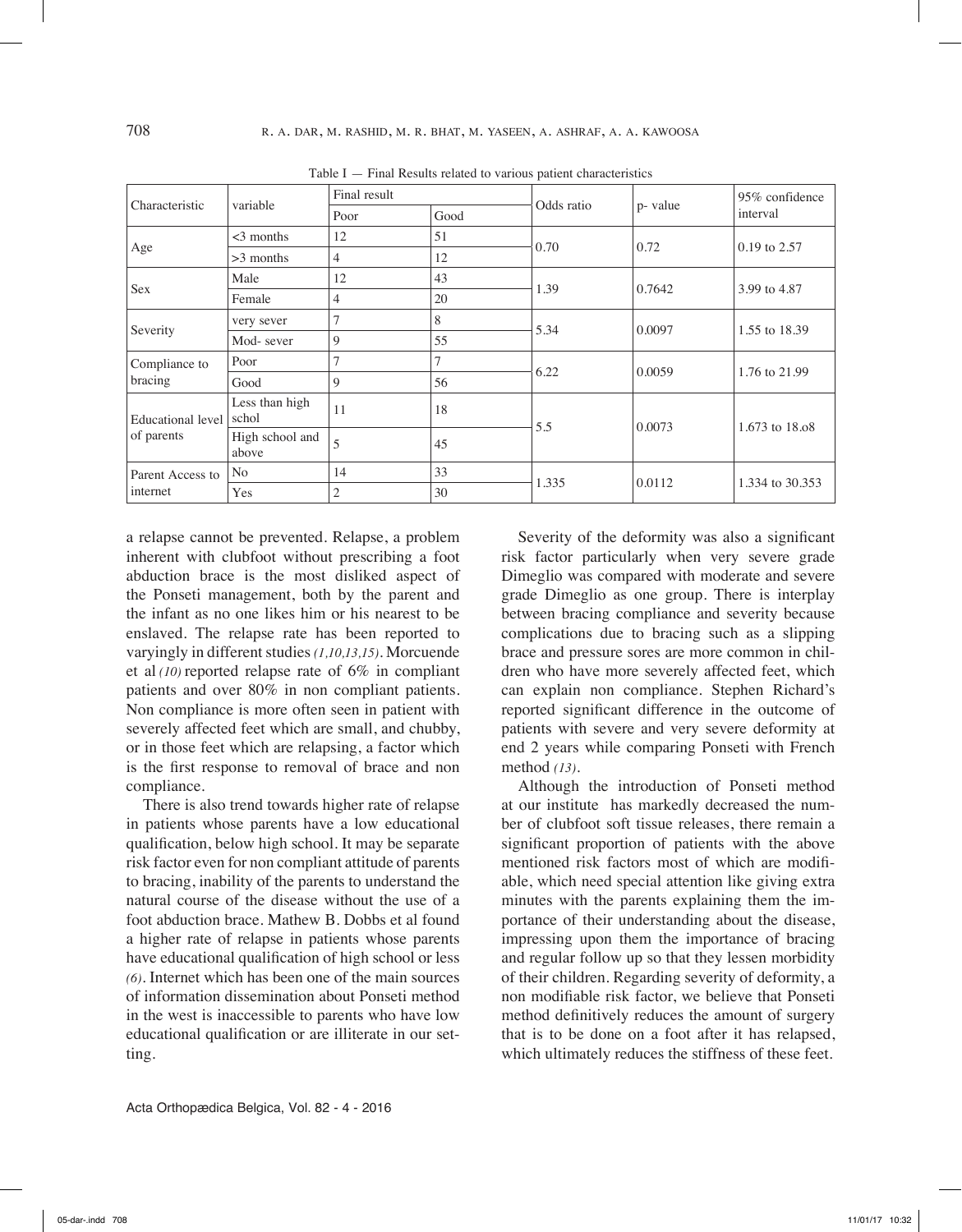Table I — Final Results related to various patient characteristics

| Characteristic | variable | Final result | | Odds ratio | p- value | 95% confidence interval |
|---|---|---|---|---|---|---|
| | | Poor | Good | | | |
| Age | <3 months | 12 | 51 | 0.70 | 0.72 | 0.19 to 2.57 |
| | >3 months | 4 | 12 | | | |
| Sex | Male | 12 | 43 | 1.39 | 0.7642 | 3.99 to 4.87 |
| | Female | 4 | 20 | | | |
| Severity | very sever | 7 | 8 | 5.34 | 0.0097 | 1.55 to 18.39 |
| | Mod- sever | 9 | 55 | | | |
| Compliance to bracing | Poor | 7 | 7 | 6.22 | 0.0059 | 1.76 to 21.99 |
| | Good | 9 | 56 | | | |
| Educational level of parents | Less than high schol | 11 | 18 | 5.5 | 0.0073 | 1.673 to 18.o8 |
| | High school and above | 5 | 45 | | | |
| Parent Access to internet | No | 14 | 33 | 1.335 | 0.0112 | 1.334 to 30.353 |
| | Yes | 2 | 30 | | | |

a relapse cannot be prevented. Relapse, a problem inherent with clubfoot without prescribing a foot abduction brace is the most disliked aspect of the Ponseti management, both by the parent and the infant as no one likes him or his nearest to be enslaved. The relapse rate has been reported to varyingly in different studies *(1,10,13,15)*. Morcuende et al *(10)* reported relapse rate of 6% in compliant patients and over 80% in non compliant patients. Non compliance is more often seen in patient with severely affected feet which are small, and chubby, or in those feet which are relapsing, a factor which is the first response to removal of brace and non compliance.

There is also trend towards higher rate of relapse in patients whose parents have a low educational qualification, below high school. It may be separate risk factor even for non compliant attitude of parents to bracing, inability of the parents to understand the natural course of the disease without the use of a foot abduction brace. Mathew B. Dobbs et al found a higher rate of relapse in patients whose parents have educational qualification of high school or less *(6)*. Internet which has been one of the main sources of information dissemination about Ponseti method in the west is inaccessible to parents who have low educational qualification or are illiterate in our setting.

Severity of the deformity was also a significant risk factor particularly when very severe grade Dimeglio was compared with moderate and severe grade Dimeglio as one group. There is interplay between bracing compliance and severity because complications due to bracing such as a slipping brace and pressure sores are more common in children who have more severely affected feet, which can explain non compliance. Stephen Richard's reported significant difference in the outcome of patients with severe and very severe deformity at end 2 years while comparing Ponseti with French method *(13)*.

Although the introduction of Ponseti method at our institute has markedly decreased the number of clubfoot soft tissue releases, there remain a significant proportion of patients with the above mentioned risk factors most of which are modifiable, which need special attention like giving extra minutes with the parents explaining them the importance of their understanding about the disease, impressing upon them the importance of bracing and regular follow up so that they lessen morbidity of their children. Regarding severity of deformity, a non modifiable risk factor, we believe that Ponseti method definitively reduces the amount of surgery that is to be done on a foot after it has relapsed, which ultimately reduces the stiffness of these feet.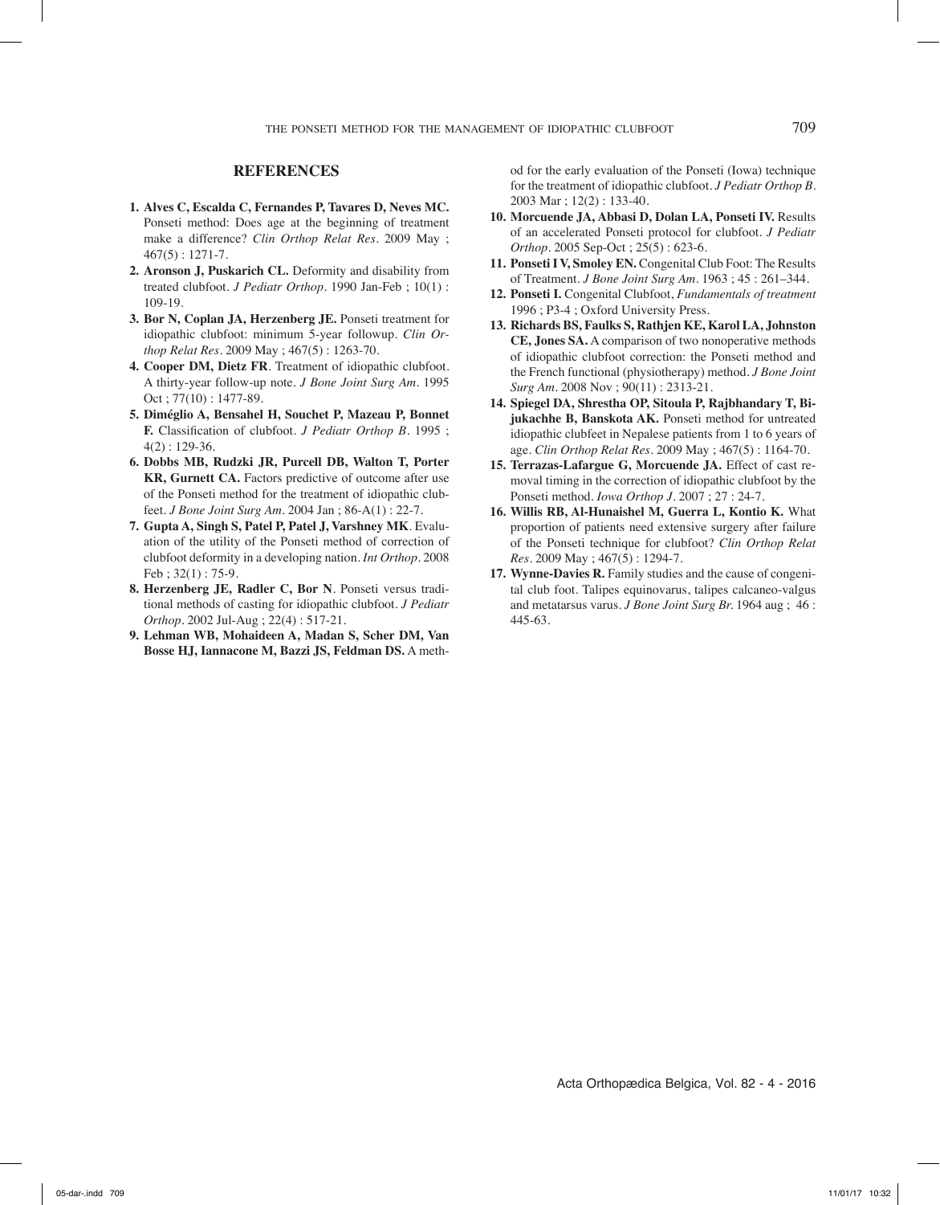## REFERENCES

1. **Alves C, Escalda C, Fernandes P, Tavares D, Neves MC.** Ponseti method: Does age at the beginning of treatment make a difference? *Clin Orthop Relat Res*. 2009 May ; 467(5) : 1271-7.
2. **Aronson J, Puskarich CL.** Deformity and disability from treated clubfoot. *J Pediatr Orthop*. 1990 Jan-Feb ; 10(1) : 109-19.
3. **Bor N, Coplan JA, Herzenberg JE.** Ponseti treatment for idiopathic clubfoot: minimum 5-year followup. *Clin Orthop Relat Res*. 2009 May ; 467(5) : 1263-70.
4. **Cooper DM, Dietz FR**. Treatment of idiopathic clubfoot. A thirty-year follow-up note. *J Bone Joint Surg Am*. 1995 Oct ; 77(10) : 1477-89.
5. **Diméglio A, Bensahel H, Souchet P, Mazeau P, Bonnet F.** Classification of clubfoot. *J Pediatr Orthop B*. 1995 ; 4(2) : 129-36.
6. **Dobbs MB, Rudzki JR, Purcell DB, Walton T, Porter KR, Gurnett CA.** Factors predictive of outcome after use of the Ponseti method for the treatment of idiopathic clubfeet. *J Bone Joint Surg Am*. 2004 Jan ; 86-A(1) : 22-7.
7. **Gupta A, Singh S, Patel P, Patel J, Varshney MK**. Evaluation of the utility of the Ponseti method of correction of clubfoot deformity in a developing nation. *Int Orthop*. 2008 Feb ; 32(1) : 75-9.
8. **Herzenberg JE, Radler C, Bor N**. Ponseti versus traditional methods of casting for idiopathic clubfoot. *J Pediatr Orthop*. 2002 Jul-Aug ; 22(4) : 517-21.
9. **Lehman WB, Mohaideen A, Madan S, Scher DM, Van Bosse HJ, Iannacone M, Bazzi JS, Feldman DS.** A method for the early evaluation of the Ponseti (Iowa) technique for the treatment of idiopathic clubfoot. *J Pediatr Orthop B*. 2003 Mar ; 12(2) : 133-40.
10. **Morcuende JA, Abbasi D, Dolan LA, Ponseti IV.** Results of an accelerated Ponseti protocol for clubfoot. *J Pediatr Orthop*. 2005 Sep-Oct ; 25(5) : 623-6.
11. **Ponseti I V, Smoley EN.** Congenital Club Foot: The Results of Treatment. *J Bone Joint Surg Am*. 1963 ; 45 : 261–344.
12. **Ponseti I.** Congenital Clubfoot, *Fundamentals of treatment* 1996 ; P3-4 ; Oxford University Press.
13. **Richards BS, Faulks S, Rathjen KE, Karol LA, Johnston CE, Jones SA.** A comparison of two nonoperative methods of idiopathic clubfoot correction: the Ponseti method and the French functional (physiotherapy) method. *J Bone Joint Surg Am*. 2008 Nov ; 90(11) : 2313-21.
14. **Spiegel DA, Shrestha OP, Sitoula P, Rajbhandary T, Bijukachhe B, Banskota AK.** Ponseti method for untreated idiopathic clubfeet in Nepalese patients from 1 to 6 years of age. *Clin Orthop Relat Res*. 2009 May ; 467(5) : 1164-70.
15. **Terrazas-Lafargue G, Morcuende JA.** Effect of cast removal timing in the correction of idiopathic clubfoot by the Ponseti method. *Iowa Orthop J*. 2007 ; 27 : 24-7.
16. **Willis RB, Al-Hunaishel M, Guerra L, Kontio K.** What proportion of patients need extensive surgery after failure of the Ponseti technique for clubfoot? *Clin Orthop Relat Res*. 2009 May ; 467(5) : 1294-7.
17. **Wynne-Davies R.** Family studies and the cause of congenital club foot. Talipes equinovarus, talipes calcaneo-valgus and metatarsus varus. *J Bone Joint Surg Br.* 1964 aug ; 46 : 445-63.